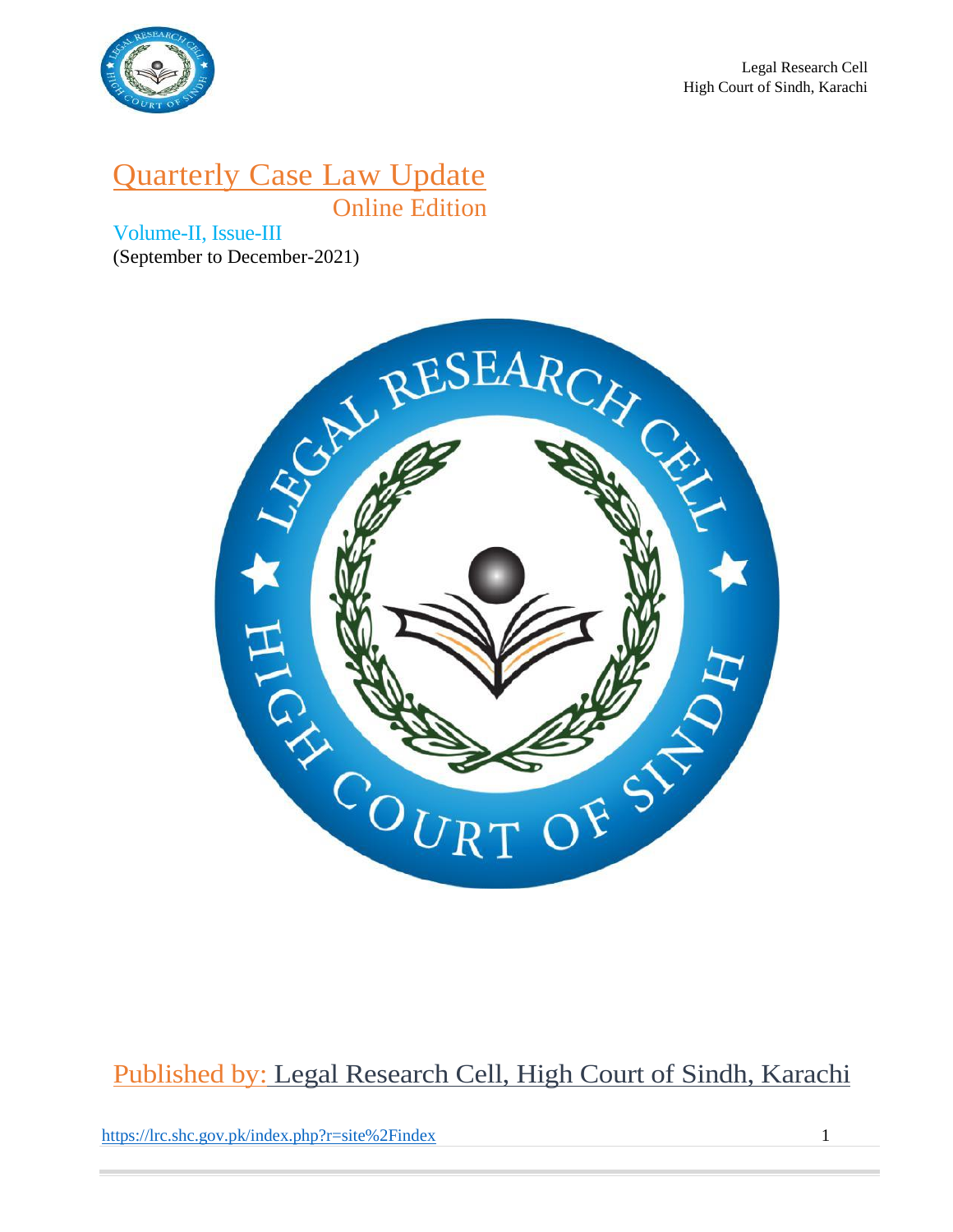Legal Research Cell
High Court of Sindh, Karachi

# Quarterly Case Law Update

## Online Edition

Volume-II, Issue-III

(September to December-2021)

Published by: Legal Research Cell, High Court of Sindh, Karachi

https://lrc.shc.gov.pk/index.php?r=site%2Findex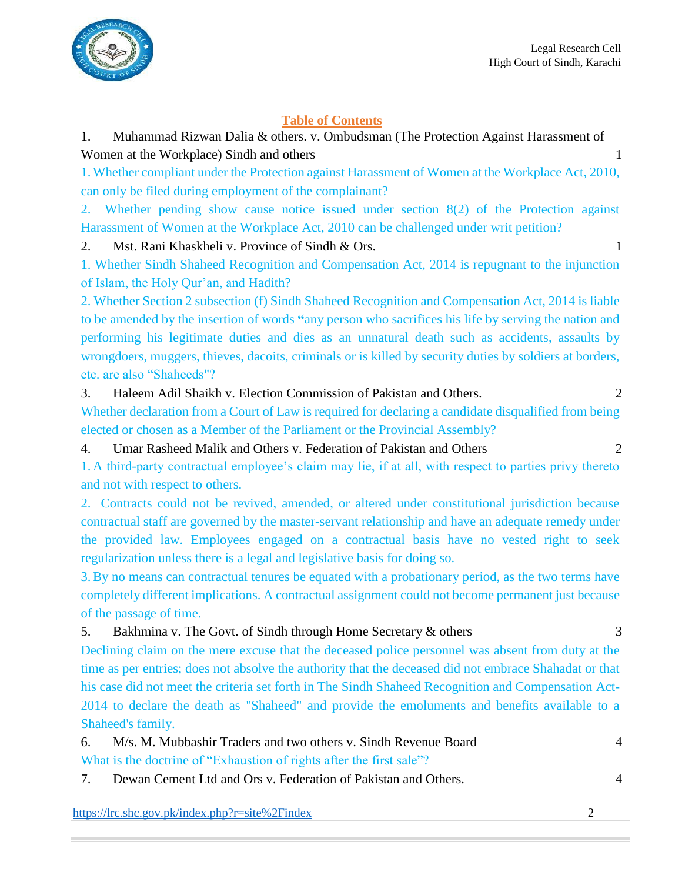## Table of Contents

1. Muhammad Rizwan Dalia & others. v. Ombudsman (The Protection Against Harassment of Women at the Workplace) Sindh and others 1

1. Whether compliant under the Protection against Harassment of Women at the Workplace Act, 2010, can only be filed during employment of the complainant?

2. Whether pending show cause notice issued under section 8(2) of the Protection against Harassment of Women at the Workplace Act, 2010 can be challenged under writ petition?

2. Mst. Rani Khaskheli v. Province of Sindh & Ors. 1

1. Whether Sindh Shaheed Recognition and Compensation Act, 2014 is repugnant to the injunction of Islam, the Holy Qur'an, and Hadith?

2. Whether Section 2 subsection (f) Sindh Shaheed Recognition and Compensation Act, 2014 is liable to be amended by the insertion of words **"**any person who sacrifices his life by serving the nation and performing his legitimate duties and dies as an unnatural death such as accidents, assaults by wrongdoers, muggers, thieves, dacoits, criminals or is killed by security duties by soldiers at borders, etc. are also "Shaheeds"?

3. Haleem Adil Shaikh v. Election Commission of Pakistan and Others. 2

Whether declaration from a Court of Law is required for declaring a candidate disqualified from being elected or chosen as a Member of the Parliament or the Provincial Assembly?

4. Umar Rasheed Malik and Others v. Federation of Pakistan and Others 2

1. A third-party contractual employee's claim may lie, if at all, with respect to parties privy thereto and not with respect to others.

2. Contracts could not be revived, amended, or altered under constitutional jurisdiction because contractual staff are governed by the master-servant relationship and have an adequate remedy under the provided law. Employees engaged on a contractual basis have no vested right to seek regularization unless there is a legal and legislative basis for doing so.

3. By no means can contractual tenures be equated with a probationary period, as the two terms have completely different implications. A contractual assignment could not become permanent just because of the passage of time.

5. Bakhmina v. The Govt. of Sindh through Home Secretary & others 3

Declining claim on the mere excuse that the deceased police personnel was absent from duty at the time as per entries; does not absolve the authority that the deceased did not embrace Shahadat or that his case did not meet the criteria set forth in The Sindh Shaheed Recognition and Compensation Act-2014 to declare the death as "Shaheed" and provide the emoluments and benefits available to a Shaheed's family.

6. M/s. M. Mubbashir Traders and two others v. Sindh Revenue Board 4

What is the doctrine of "Exhaustion of rights after the first sale"?

7. Dewan Cement Ltd and Ors v. Federation of Pakistan and Others. 4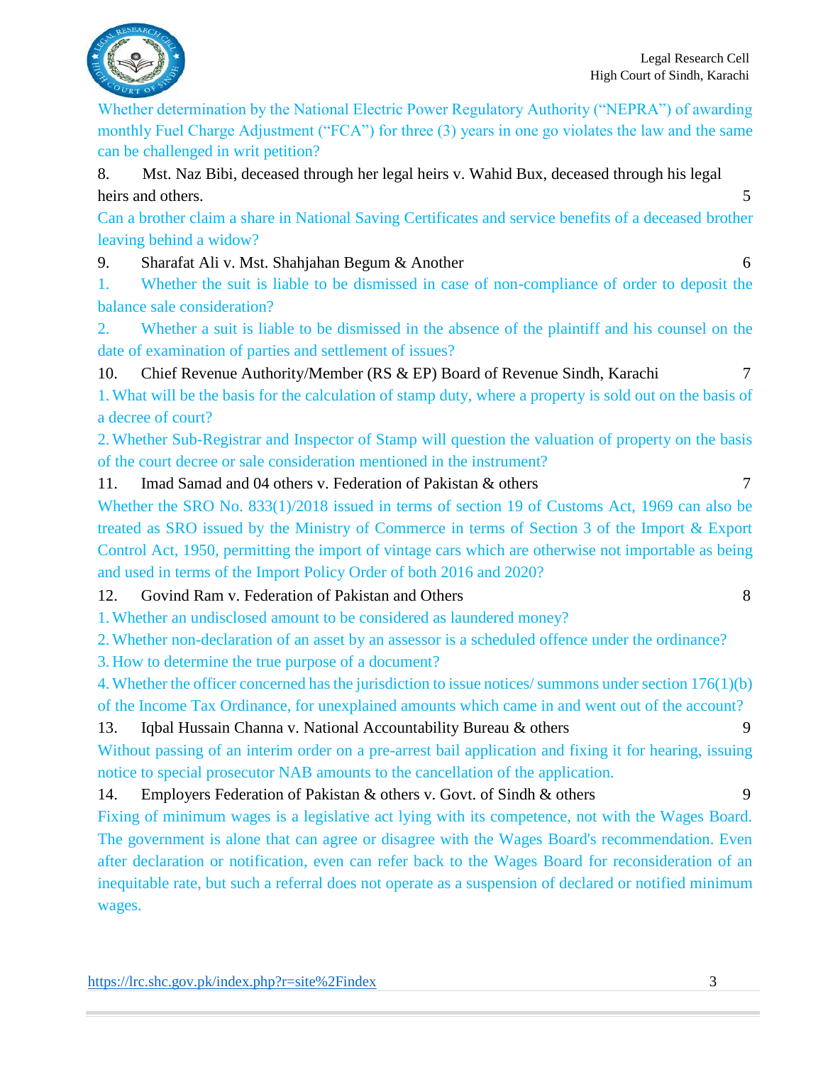Whether determination by the National Electric Power Regulatory Authority ("NEPRA") of awarding monthly Fuel Charge Adjustment ("FCA") for three (3) years in one go violates the law and the same can be challenged in writ petition?

8. Mst. Naz Bibi, deceased through her legal heirs v. Wahid Bux, deceased through his legal heirs and others. 5

Can a brother claim a share in National Saving Certificates and service benefits of a deceased brother leaving behind a widow?

9. Sharafat Ali v. Mst. Shahjahan Begum & Another 6

1. Whether the suit is liable to be dismissed in case of non-compliance of order to deposit the balance sale consideration?

2. Whether a suit is liable to be dismissed in the absence of the plaintiff and his counsel on the date of examination of parties and settlement of issues?

10. Chief Revenue Authority/Member (RS & EP) Board of Revenue Sindh, Karachi 7

1. What will be the basis for the calculation of stamp duty, where a property is sold out on the basis of a decree of court?

2. Whether Sub-Registrar and Inspector of Stamp will question the valuation of property on the basis of the court decree or sale consideration mentioned in the instrument?

11. Imad Samad and 04 others v. Federation of Pakistan & others 7

Whether the SRO No. 833(1)/2018 issued in terms of section 19 of Customs Act, 1969 can also be treated as SRO issued by the Ministry of Commerce in terms of Section 3 of the Import & Export Control Act, 1950, permitting the import of vintage cars which are otherwise not importable as being and used in terms of the Import Policy Order of both 2016 and 2020?

12. Govind Ram v. Federation of Pakistan and Others 8

1. Whether an undisclosed amount to be considered as laundered money?

2. Whether non-declaration of an asset by an assessor is a scheduled offence under the ordinance?

3. How to determine the true purpose of a document?

4. Whether the officer concerned has the jurisdiction to issue notices/ summons under section 176(1)(b) of the Income Tax Ordinance, for unexplained amounts which came in and went out of the account?

13. Iqbal Hussain Channa v. National Accountability Bureau & others 9

Without passing of an interim order on a pre-arrest bail application and fixing it for hearing, issuing notice to special prosecutor NAB amounts to the cancellation of the application.

14. Employers Federation of Pakistan & others v. Govt. of Sindh & others 9

Fixing of minimum wages is a legislative act lying with its competence, not with the Wages Board. The government is alone that can agree or disagree with the Wages Board's recommendation. Even after declaration or notification, even can refer back to the Wages Board for reconsideration of an inequitable rate, but such a referral does not operate as a suspension of declared or notified minimum wages.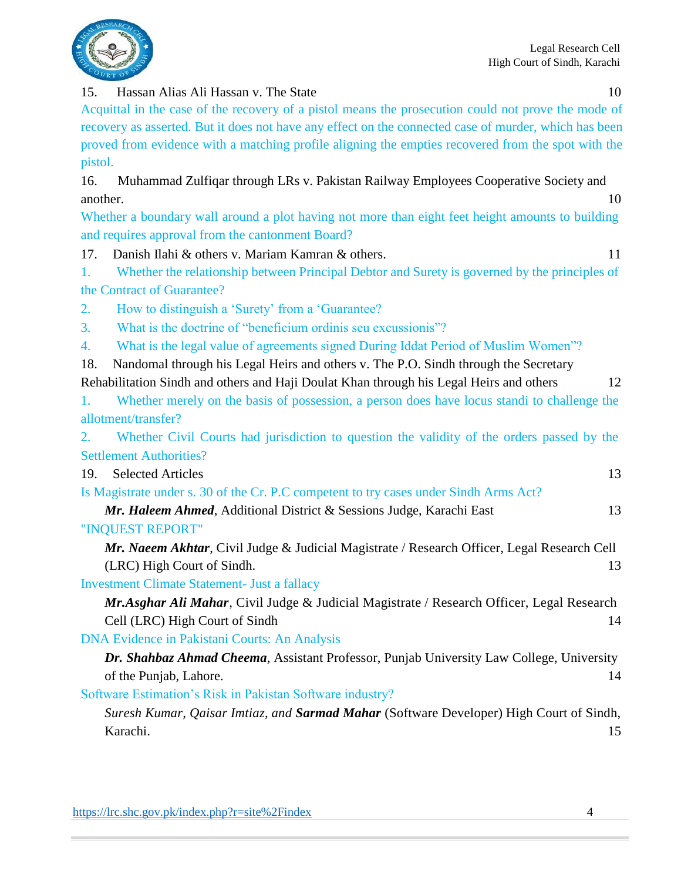15. Hassan Alias Ali Hassan v. The State 10

Acquittal in the case of the recovery of a pistol means the prosecution could not prove the mode of recovery as asserted. But it does not have any effect on the connected case of murder, which has been proved from evidence with a matching profile aligning the empties recovered from the spot with the pistol.

16. Muhammad Zulfiqar through LRs v. Pakistan Railway Employees Cooperative Society and another. 10

Whether a boundary wall around a plot having not more than eight feet height amounts to building and requires approval from the cantonment Board?

17. Danish Ilahi & others v. Mariam Kamran & others. 11

1. Whether the relationship between Principal Debtor and Surety is governed by the principles of the Contract of Guarantee?
2. How to distinguish a 'Surety' from a 'Guarantee?
3. What is the doctrine of "beneficium ordinis seu excussionis"?
4. What is the legal value of agreements signed During Iddat Period of Muslim Women"?

18. Nandomal through his Legal Heirs and others v. The P.O. Sindh through the Secretary Rehabilitation Sindh and others and Haji Doulat Khan through his Legal Heirs and others 12

1. Whether merely on the basis of possession, a person does have locus standi to challenge the allotment/transfer?
2. Whether Civil Courts had jurisdiction to question the validity of the orders passed by the Settlement Authorities?

19. Selected Articles 13

Is Magistrate under s. 30 of the Cr. P.C competent to try cases under Sindh Arms Act?

***Mr. Haleem Ahmed***, Additional District & Sessions Judge, Karachi East 13

"INQUEST REPORT"

***Mr. Naeem Akhtar***, Civil Judge & Judicial Magistrate / Research Officer, Legal Research Cell (LRC) High Court of Sindh. 13

Investment Climate Statement- Just a fallacy

***Mr.Asghar Ali Mahar***, Civil Judge & Judicial Magistrate / Research Officer, Legal Research Cell (LRC) High Court of Sindh 14

DNA Evidence in Pakistani Courts: An Analysis

***Dr. Shahbaz Ahmad Cheema***, Assistant Professor, Punjab University Law College, University of the Punjab, Lahore. 14

Software Estimation's Risk in Pakistan Software industry?

*Suresh Kumar, Qaisar Imtiaz, and* ***Sarmad Mahar*** (Software Developer) High Court of Sindh, Karachi. 15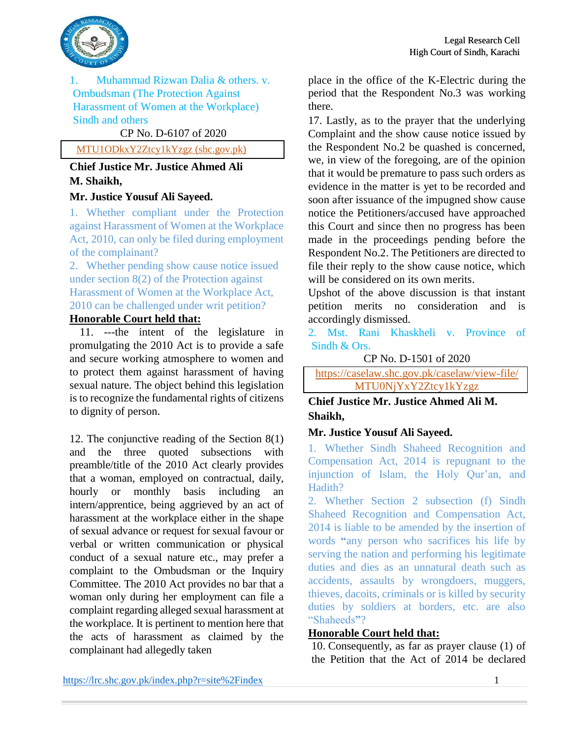1. Muhammad Rizwan Dalia & others. v. Ombudsman (The Protection Against Harassment of Women at the Workplace) Sindh and others

CP No. D-6107 of 2020

MTU1ODkxY2Ztcy1kYzgz (shc.gov.pk)

**Chief Justice Mr. Justice Ahmed Ali M. Shaikh,**

**Mr. Justice Yousuf Ali Sayeed.**

1. Whether compliant under the Protection against Harassment of Women at the Workplace Act, 2010, can only be filed during employment of the complainant?
2. Whether pending show cause notice issued under section 8(2) of the Protection against Harassment of Women at the Workplace Act, 2010 can be challenged under writ petition?

**Honorable Court held that:**

11. ---the intent of the legislature in promulgating the 2010 Act is to provide a safe and secure working atmosphere to women and to protect them against harassment of having sexual nature. The object behind this legislation is to recognize the fundamental rights of citizens to dignity of person.

12. The conjunctive reading of the Section 8(1) and the three quoted subsections with preamble/title of the 2010 Act clearly provides that a woman, employed on contractual, daily, hourly or monthly basis including an intern/apprentice, being aggrieved by an act of harassment at the workplace either in the shape of sexual advance or request for sexual favour or verbal or written communication or physical conduct of a sexual nature etc., may prefer a complaint to the Ombudsman or the Inquiry Committee. The 2010 Act provides no bar that a woman only during her employment can file a complaint regarding alleged sexual harassment at the workplace. It is pertinent to mention here that the acts of harassment as claimed by the complainant had allegedly taken place in the office of the K-Electric during the period that the Respondent No.3 was working there.

17. Lastly, as to the prayer that the underlying Complaint and the show cause notice issued by the Respondent No.2 be quashed is concerned, we, in view of the foregoing, are of the opinion that it would be premature to pass such orders as evidence in the matter is yet to be recorded and soon after issuance of the impugned show cause notice the Petitioners/accused have approached this Court and since then no progress has been made in the proceedings pending before the Respondent No.2. The Petitioners are directed to file their reply to the show cause notice, which will be considered on its own merits.

Upshot of the above discussion is that instant petition merits no consideration and is accordingly dismissed.

2. Mst. Rani Khaskheli v. Province of Sindh & Ors.

CP No. D-1501 of 2020

https://caselaw.shc.gov.pk/caselaw/view-file/MTU0NjYxY2Ztcy1kYzgz

**Chief Justice Mr. Justice Ahmed Ali M. Shaikh,**

**Mr. Justice Yousuf Ali Sayeed.**

1. Whether Sindh Shaheed Recognition and Compensation Act, 2014 is repugnant to the injunction of Islam, the Holy Qur'an, and Hadith?
2. Whether Section 2 subsection (f) Sindh Shaheed Recognition and Compensation Act, 2014 is liable to be amended by the insertion of words **"**any person who sacrifices his life by serving the nation and performing his legitimate duties and dies as an unnatural death such as accidents, assaults by wrongdoers, muggers, thieves, dacoits, criminals or is killed by security duties by soldiers at borders, etc. are also "Shaheeds**"**?

**Honorable Court held that:**

10. Consequently, as far as prayer clause (1) of the Petition that the Act of 2014 be declared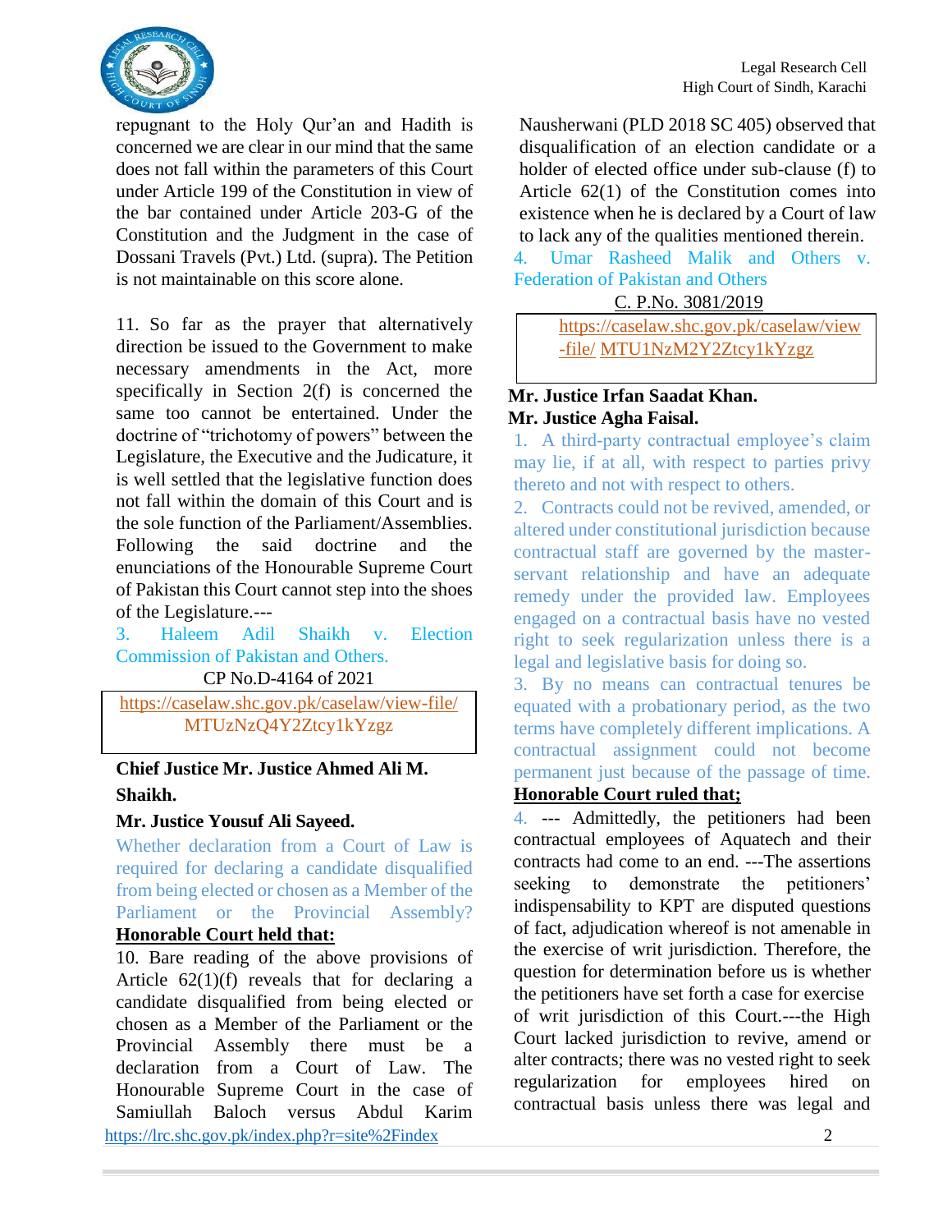repugnant to the Holy Qur'an and Hadith is concerned we are clear in our mind that the same does not fall within the parameters of this Court under Article 199 of the Constitution in view of the bar contained under Article 203-G of the Constitution and the Judgment in the case of Dossani Travels (Pvt.) Ltd. (supra). The Petition is not maintainable on this score alone.

11. So far as the prayer that alternatively direction be issued to the Government to make necessary amendments in the Act, more specifically in Section 2(f) is concerned the same too cannot be entertained. Under the doctrine of "trichotomy of powers" between the Legislature, the Executive and the Judicature, it is well settled that the legislative function does not fall within the domain of this Court and is the sole function of the Parliament/Assemblies. Following the said doctrine and the enunciations of the Honourable Supreme Court of Pakistan this Court cannot step into the shoes of the Legislature.---

## 3. Haleem Adil Shaikh v. Election Commission of Pakistan and Others.

CP No.D-4164 of 2021

https://caselaw.shc.gov.pk/caselaw/view-file/MTUzNzQ4Y2Ztcy1kYzgz

**Chief Justice Mr. Justice Ahmed Ali M. Shaikh.**

**Mr. Justice Yousuf Ali Sayeed.**

Whether declaration from a Court of Law is required for declaring a candidate disqualified from being elected or chosen as a Member of the Parliament or the Provincial Assembly?

**Honorable Court held that:**

10. Bare reading of the above provisions of Article 62(1)(f) reveals that for declaring a candidate disqualified from being elected or chosen as a Member of the Parliament or the Provincial Assembly there must be a declaration from a Court of Law. The Honourable Supreme Court in the case of Samiullah Baloch versus Abdul Karim Nausherwani (PLD 2018 SC 405) observed that disqualification of an election candidate or a holder of elected office under sub-clause (f) to Article 62(1) of the Constitution comes into existence when he is declared by a Court of law to lack any of the qualities mentioned therein.

## 4. Umar Rasheed Malik and Others v. Federation of Pakistan and Others

C. P.No. 3081/2019

https://caselaw.shc.gov.pk/caselaw/view-file/MTU1NzM2Y2Ztcy1kYzgz

**Mr. Justice Irfan Saadat Khan.**

**Mr. Justice Agha Faisal.**

1. A third-party contractual employee's claim may lie, if at all, with respect to parties privy thereto and not with respect to others.
2. Contracts could not be revived, amended, or altered under constitutional jurisdiction because contractual staff are governed by the master-servant relationship and have an adequate remedy under the provided law. Employees engaged on a contractual basis have no vested right to seek regularization unless there is a legal and legislative basis for doing so.
3. By no means can contractual tenures be equated with a probationary period, as the two terms have completely different implications. A contractual assignment could not become permanent just because of the passage of time.

**Honorable Court ruled that;**

4. --- Admittedly, the petitioners had been contractual employees of Aquatech and their contracts had come to an end. ---The assertions seeking to demonstrate the petitioners' indispensability to KPT are disputed questions of fact, adjudication whereof is not amenable in the exercise of writ jurisdiction. Therefore, the question for determination before us is whether the petitioners have set forth a case for exercise of writ jurisdiction of this Court.---the High Court lacked jurisdiction to revive, amend or alter contracts; there was no vested right to seek regularization for employees hired on contractual basis unless there was legal and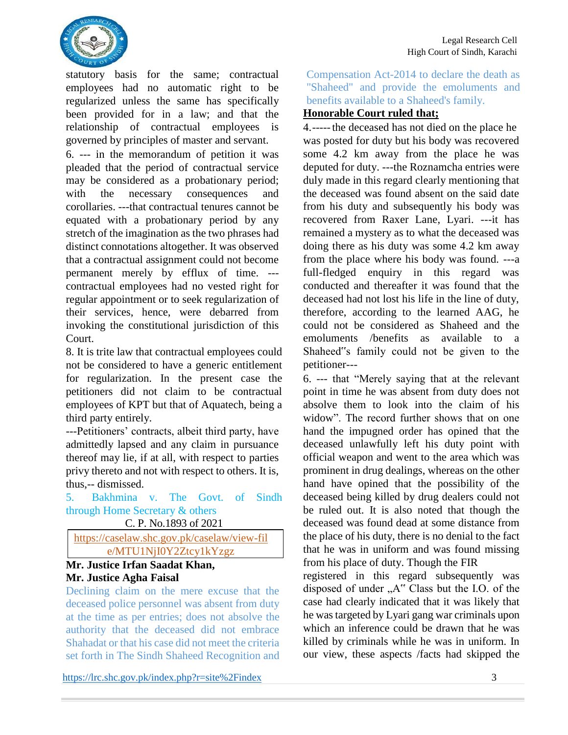statutory basis for the same; contractual employees had no automatic right to be regularized unless the same has specifically been provided for in a law; and that the relationship of contractual employees is governed by principles of master and servant.

6. --- in the memorandum of petition it was pleaded that the period of contractual service may be considered as a probationary period; with the necessary consequences and corollaries. ---that contractual tenures cannot be equated with a probationary period by any stretch of the imagination as the two phrases had distinct connotations altogether. It was observed that a contractual assignment could not become permanent merely by efflux of time. ---contractual employees had no vested right for regular appointment or to seek regularization of their services, hence, were debarred from invoking the constitutional jurisdiction of this Court.

8. It is trite law that contractual employees could not be considered to have a generic entitlement for regularization. In the present case the petitioners did not claim to be contractual employees of KPT but that of Aquatech, being a third party entirely.

---Petitioners' contracts, albeit third party, have admittedly lapsed and any claim in pursuance thereof may lie, if at all, with respect to parties privy thereto and not with respect to others. It is, thus,-- dismissed.

5. Bakhmina v. The Govt. of Sindh through Home Secretary & others

C. P. No.1893 of 2021

https://caselaw.shc.gov.pk/caselaw/view-file/MTU1NjI0Y2Ztcy1kYzgz

**Mr. Justice Irfan Saadat Khan,**
**Mr. Justice Agha Faisal**

Declining claim on the mere excuse that the deceased police personnel was absent from duty at the time as per entries; does not absolve the authority that the deceased did not embrace Shahadat or that his case did not meet the criteria set forth in The Sindh Shaheed Recognition and Compensation Act-2014 to declare the death as "Shaheed" and provide the emoluments and benefits available to a Shaheed's family.

**Honorable Court ruled that;**

4.----- the deceased has not died on the place he was posted for duty but his body was recovered some 4.2 km away from the place he was deputed for duty. ---the Roznamcha entries were duly made in this regard clearly mentioning that the deceased was found absent on the said date from his duty and subsequently his body was recovered from Raxer Lane, Lyari. ---it has remained a mystery as to what the deceased was doing there as his duty was some 4.2 km away from the place where his body was found. ---a full-fledged enquiry in this regard was conducted and thereafter it was found that the deceased had not lost his life in the line of duty, therefore, according to the learned AAG, he could not be considered as Shaheed and the emoluments /benefits as available to a Shaheed‟s family could not be given to the petitioner---

6. --- that "Merely saying that at the relevant point in time he was absent from duty does not absolve them to look into the claim of his widow". The record further shows that on one hand the impugned order has opined that the deceased unlawfully left his duty point with official weapon and went to the area which was prominent in drug dealings, whereas on the other hand have opined that the possibility of the deceased being killed by drug dealers could not be ruled out. It is also noted that though the deceased was found dead at some distance from the place of his duty, there is no denial to the fact that he was in uniform and was found missing from his place of duty. Though the FIR registered in this regard subsequently was disposed of under „A" Class but the I.O. of the case had clearly indicated that it was likely that he was targeted by Lyari gang war criminals upon which an inference could be drawn that he was killed by criminals while he was in uniform. In our view, these aspects /facts had skipped the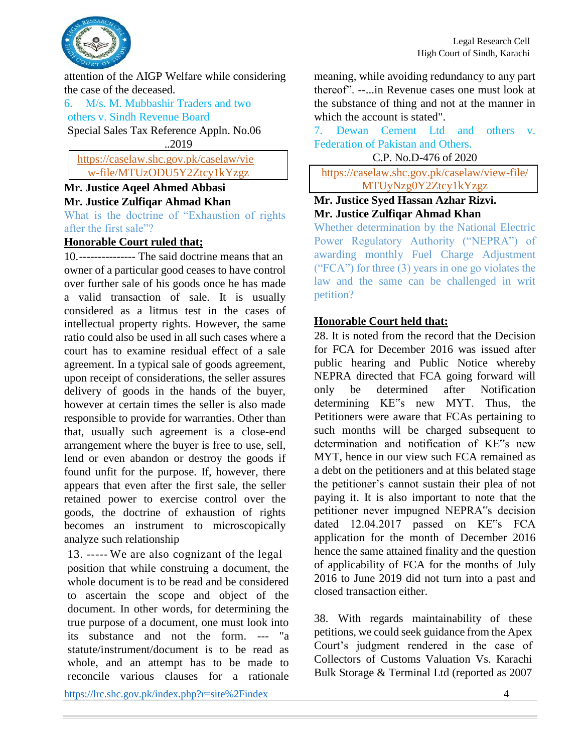attention of the AIGP Welfare while considering the case of the deceased.

6. M/s. M. Mubbashir Traders and two others v. Sindh Revenue Board

Special Sales Tax Reference Appln. No.06 ..2019

https://caselaw.shc.gov.pk/caselaw/view-file/MTUzODU5Y2Ztcy1kYzgz

**Mr. Justice Aqeel Ahmed Abbasi**
**Mr. Justice Zulfiqar Ahmad Khan**

What is the doctrine of "Exhaustion of rights after the first sale"?

**Honorable Court ruled that;**

10.--------------- The said doctrine means that an owner of a particular good ceases to have control over further sale of his goods once he has made a valid transaction of sale. It is usually considered as a litmus test in the cases of intellectual property rights. However, the same ratio could also be used in all such cases where a court has to examine residual effect of a sale agreement. In a typical sale of goods agreement, upon receipt of considerations, the seller assures delivery of goods in the hands of the buyer, however at certain times the seller is also made responsible to provide for warranties. Other than that, usually such agreement is a close-end arrangement where the buyer is free to use, sell, lend or even abandon or destroy the goods if found unfit for the purpose. If, however, there appears that even after the first sale, the seller retained power to exercise control over the goods, the doctrine of exhaustion of rights becomes an instrument to microscopically analyze such relationship

13. ----- We are also cognizant of the legal position that while construing a document, the whole document is to be read and be considered to ascertain the scope and object of the document. In other words, for determining the true purpose of a document, one must look into its substance and not the form. --- "a statute/instrument/document is to be read as whole, and an attempt has to be made to reconcile various clauses for a rationale meaning, while avoiding redundancy to any part thereof". --...in Revenue cases one must look at the substance of thing and not at the manner in which the account is stated".

7. Dewan Cement Ltd and others v. Federation of Pakistan and Others.

C.P. No.D-476 of 2020

https://caselaw.shc.gov.pk/caselaw/view-file/MTUyNzg0Y2Ztcy1kYzgz

**Mr. Justice Syed Hassan Azhar Rizvi.**
**Mr. Justice Zulfiqar Ahmad Khan**

Whether determination by the National Electric Power Regulatory Authority ("NEPRA") of awarding monthly Fuel Charge Adjustment ("FCA") for three (3) years in one go violates the law and the same can be challenged in writ petition?

**Honorable Court held that:**

28. It is noted from the record that the Decision for FCA for December 2016 was issued after public hearing and Public Notice whereby NEPRA directed that FCA going forward will only be determined after Notification determining KE"s new MYT. Thus, the Petitioners were aware that FCAs pertaining to such months will be charged subsequent to determination and notification of KE"s new MYT, hence in our view such FCA remained as a debt on the petitioners and at this belated stage the petitioner's cannot sustain their plea of not paying it. It is also important to note that the petitioner never impugned NEPRA"s decision dated 12.04.2017 passed on KE"s FCA application for the month of December 2016 hence the same attained finality and the question of applicability of FCA for the months of July 2016 to June 2019 did not turn into a past and closed transaction either.

38. With regards maintainability of these petitions, we could seek guidance from the Apex Court's judgment rendered in the case of Collectors of Customs Valuation Vs. Karachi Bulk Storage & Terminal Ltd (reported as 2007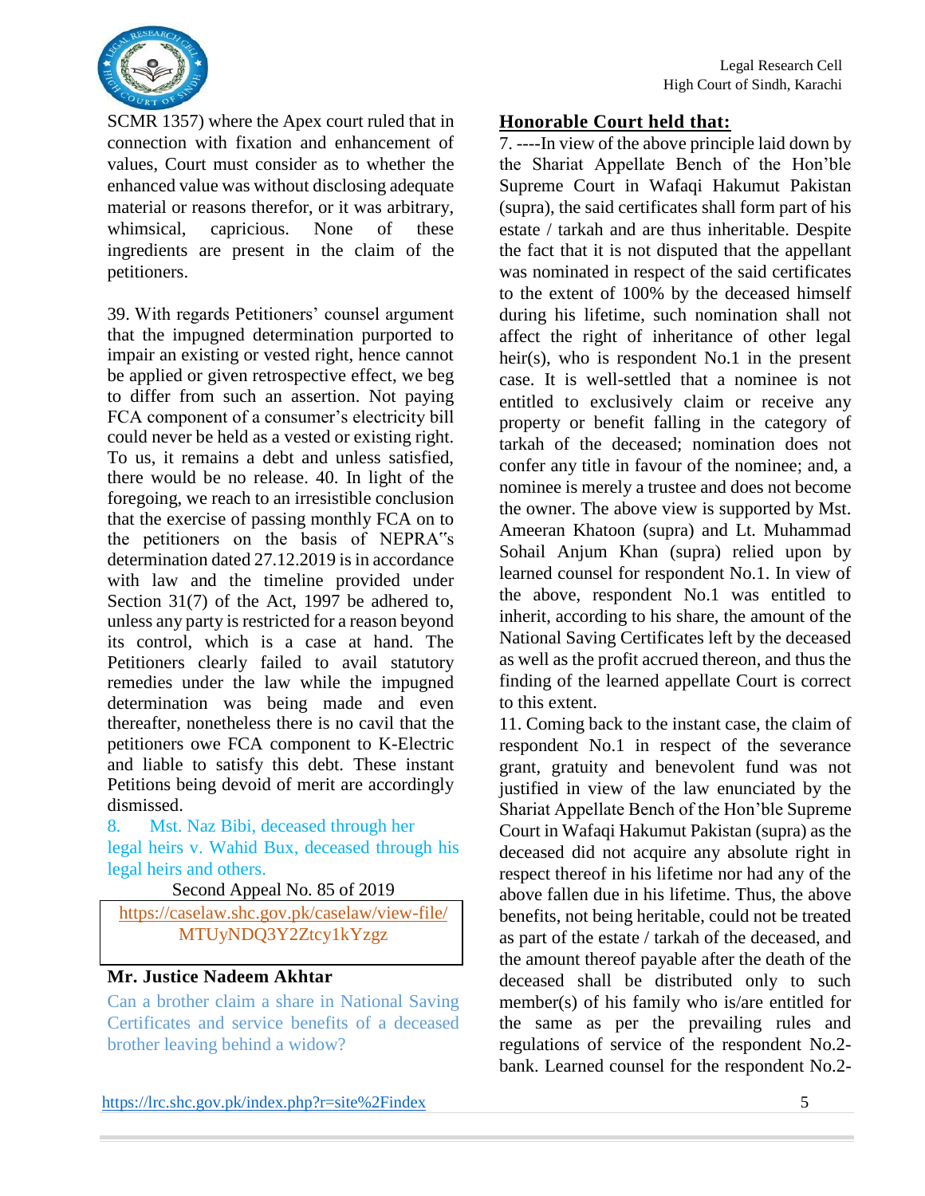SCMR 1357) where the Apex court ruled that in connection with fixation and enhancement of values, Court must consider as to whether the enhanced value was without disclosing adequate material or reasons therefor, or it was arbitrary, whimsical, capricious. None of these ingredients are present in the claim of the petitioners.

39. With regards Petitioners' counsel argument that the impugned determination purported to impair an existing or vested right, hence cannot be applied or given retrospective effect, we beg to differ from such an assertion. Not paying FCA component of a consumer's electricity bill could never be held as a vested or existing right. To us, it remains a debt and unless satisfied, there would be no release. 40. In light of the foregoing, we reach to an irresistible conclusion that the exercise of passing monthly FCA on to the petitioners on the basis of NEPRA"s determination dated 27.12.2019 is in accordance with law and the timeline provided under Section 31(7) of the Act, 1997 be adhered to, unless any party is restricted for a reason beyond its control, which is a case at hand. The Petitioners clearly failed to avail statutory remedies under the law while the impugned determination was being made and even thereafter, nonetheless there is no cavil that the petitioners owe FCA component to K-Electric and liable to satisfy this debt. These instant Petitions being devoid of merit are accordingly dismissed.

## 8. Mst. Naz Bibi, deceased through her legal heirs v. Wahid Bux, deceased through his legal heirs and others.

Second Appeal No. 85 of 2019

https://caselaw.shc.gov.pk/caselaw/view-file/MTUyNDQ3Y2Ztcy1kYzgz

**Mr. Justice Nadeem Akhtar**

Can a brother claim a share in National Saving Certificates and service benefits of a deceased brother leaving behind a widow?

**Honorable Court held that:**

7. ----In view of the above principle laid down by the Shariat Appellate Bench of the Hon'ble Supreme Court in Wafaqi Hakumut Pakistan (supra), the said certificates shall form part of his estate / tarkah and are thus inheritable. Despite the fact that it is not disputed that the appellant was nominated in respect of the said certificates to the extent of 100% by the deceased himself during his lifetime, such nomination shall not affect the right of inheritance of other legal heir(s), who is respondent No.1 in the present case. It is well-settled that a nominee is not entitled to exclusively claim or receive any property or benefit falling in the category of tarkah of the deceased; nomination does not confer any title in favour of the nominee; and, a nominee is merely a trustee and does not become the owner. The above view is supported by Mst. Ameeran Khatoon (supra) and Lt. Muhammad Sohail Anjum Khan (supra) relied upon by learned counsel for respondent No.1. In view of the above, respondent No.1 was entitled to inherit, according to his share, the amount of the National Saving Certificates left by the deceased as well as the profit accrued thereon, and thus the finding of the learned appellate Court is correct to this extent.

11. Coming back to the instant case, the claim of respondent No.1 in respect of the severance grant, gratuity and benevolent fund was not justified in view of the law enunciated by the Shariat Appellate Bench of the Hon'ble Supreme Court in Wafaqi Hakumut Pakistan (supra) as the deceased did not acquire any absolute right in respect thereof in his lifetime nor had any of the above fallen due in his lifetime. Thus, the above benefits, not being heritable, could not be treated as part of the estate / tarkah of the deceased, and the amount thereof payable after the death of the deceased shall be distributed only to such member(s) of his family who is/are entitled for the same as per the prevailing rules and regulations of service of the respondent No.2-bank. Learned counsel for the respondent No.2-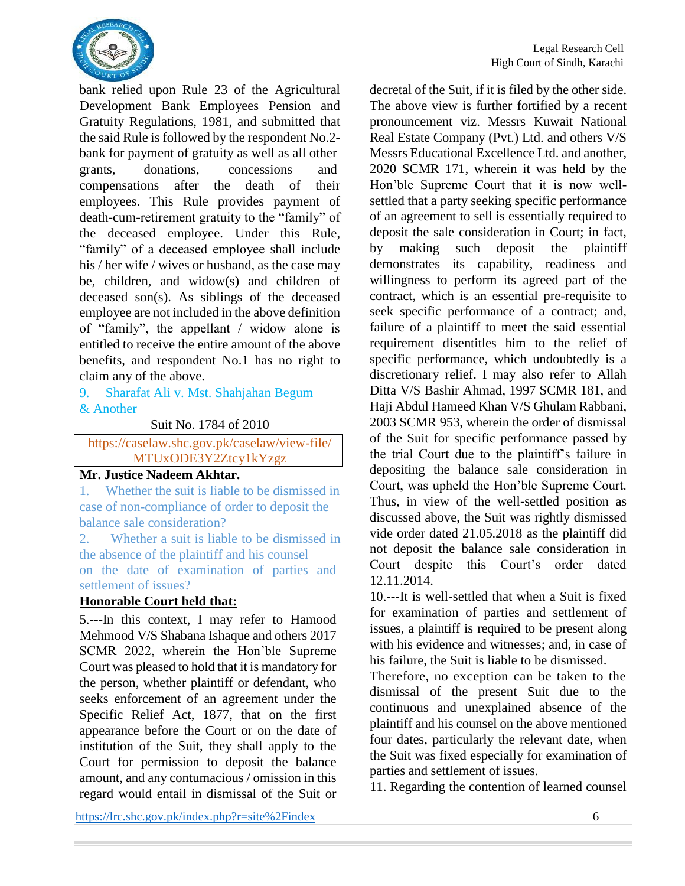bank relied upon Rule 23 of the Agricultural Development Bank Employees Pension and Gratuity Regulations, 1981, and submitted that the said Rule is followed by the respondent No.2-bank for payment of gratuity as well as all other grants, donations, concessions and compensations after the death of their employees. This Rule provides payment of death-cum-retirement gratuity to the "family" of the deceased employee. Under this Rule, "family" of a deceased employee shall include his / her wife / wives or husband, as the case may be, children, and widow(s) and children of deceased son(s). As siblings of the deceased employee are not included in the above definition of "family", the appellant / widow alone is entitled to receive the entire amount of the above benefits, and respondent No.1 has no right to claim any of the above.

9. Sharafat Ali v. Mst. Shahjahan Begum & Another

Suit No. 1784 of 2010

https://caselaw.shc.gov.pk/caselaw/view-file/MTUxODE3Y2Ztcy1kYzgz

**Mr. Justice Nadeem Akhtar.**

1. Whether the suit is liable to be dismissed in case of non-compliance of order to deposit the balance sale consideration?

2. Whether a suit is liable to be dismissed in the absence of the plaintiff and his counsel on the date of examination of parties and settlement of issues?

**Honorable Court held that:**

5.---In this context, I may refer to Hamood Mehmood V/S Shabana Ishaque and others 2017 SCMR 2022, wherein the Hon'ble Supreme Court was pleased to hold that it is mandatory for the person, whether plaintiff or defendant, who seeks enforcement of an agreement under the Specific Relief Act, 1877, that on the first appearance before the Court or on the date of institution of the Suit, they shall apply to the Court for permission to deposit the balance amount, and any contumacious / omission in this regard would entail in dismissal of the Suit or decretal of the Suit, if it is filed by the other side. The above view is further fortified by a recent pronouncement viz. Messrs Kuwait National Real Estate Company (Pvt.) Ltd. and others V/S Messrs Educational Excellence Ltd. and another, 2020 SCMR 171, wherein it was held by the Hon'ble Supreme Court that it is now well-settled that a party seeking specific performance of an agreement to sell is essentially required to deposit the sale consideration in Court; in fact, by making such deposit the plaintiff demonstrates its capability, readiness and willingness to perform its agreed part of the contract, which is an essential pre-requisite to seek specific performance of a contract; and, failure of a plaintiff to meet the said essential requirement disentitles him to the relief of specific performance, which undoubtedly is a discretionary relief. I may also refer to Allah Ditta V/S Bashir Ahmad, 1997 SCMR 181, and Haji Abdul Hameed Khan V/S Ghulam Rabbani, 2003 SCMR 953, wherein the order of dismissal of the Suit for specific performance passed by the trial Court due to the plaintiff's failure in depositing the balance sale consideration in Court, was upheld the Hon'ble Supreme Court. Thus, in view of the well-settled position as discussed above, the Suit was rightly dismissed vide order dated 21.05.2018 as the plaintiff did not deposit the balance sale consideration in Court despite this Court's order dated 12.11.2014.

10.---It is well-settled that when a Suit is fixed for examination of parties and settlement of issues, a plaintiff is required to be present along with his evidence and witnesses; and, in case of his failure, the Suit is liable to be dismissed. Therefore, no exception can be taken to the dismissal of the present Suit due to the continuous and unexplained absence of the plaintiff and his counsel on the above mentioned four dates, particularly the relevant date, when the Suit was fixed especially for examination of parties and settlement of issues.

11. Regarding the contention of learned counsel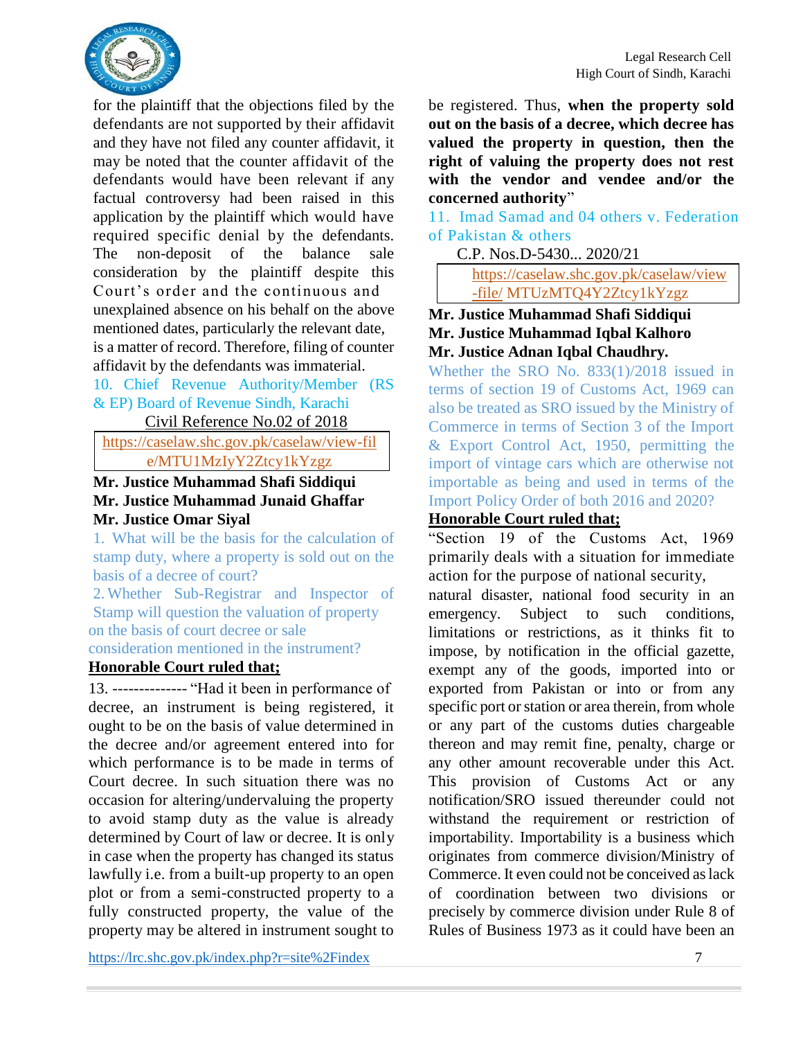for the plaintiff that the objections filed by the defendants are not supported by their affidavit and they have not filed any counter affidavit, it may be noted that the counter affidavit of the defendants would have been relevant if any factual controversy had been raised in this application by the plaintiff which would have required specific denial by the defendants. The non-deposit of the balance sale consideration by the plaintiff despite this Court's order and the continuous and unexplained absence on his behalf on the above mentioned dates, particularly the relevant date, is a matter of record. Therefore, filing of counter affidavit by the defendants was immaterial.

10. Chief Revenue Authority/Member (RS & EP) Board of Revenue Sindh, Karachi

Civil Reference No.02 of 2018

https://caselaw.shc.gov.pk/caselaw/view-file/MTU1MzIyY2Ztcy1kYzgz

**Mr. Justice Muhammad Shafi Siddiqui**
**Mr. Justice Muhammad Junaid Ghaffar**
**Mr. Justice Omar Siyal**

1. What will be the basis for the calculation of stamp duty, where a property is sold out on the basis of a decree of court?

2. Whether Sub-Registrar and Inspector of Stamp will question the valuation of property on the basis of court decree or sale consideration mentioned in the instrument?

**Honorable Court ruled that;**

13. -------------- "Had it been in performance of decree, an instrument is being registered, it ought to be on the basis of value determined in the decree and/or agreement entered into for which performance is to be made in terms of Court decree. In such situation there was no occasion for altering/undervaluing the property to avoid stamp duty as the value is already determined by Court of law or decree. It is only in case when the property has changed its status lawfully i.e. from a built-up property to an open plot or from a semi-constructed property to a fully constructed property, the value of the property may be altered in instrument sought to be registered. Thus, **when the property sold out on the basis of a decree, which decree has valued the property in question, then the right of valuing the property does not rest with the vendor and vendee and/or the concerned authority**"

11. Imad Samad and 04 others v. Federation of Pakistan & others

C.P. Nos.D-5430... 2020/21

https://caselaw.shc.gov.pk/caselaw/view-file/ MTUzMTQ4Y2Ztcy1kYzgz

**Mr. Justice Muhammad Shafi Siddiqui**
**Mr. Justice Muhammad Iqbal Kalhoro**
**Mr. Justice Adnan Iqbal Chaudhry.**

Whether the SRO No. 833(1)/2018 issued in terms of section 19 of Customs Act, 1969 can also be treated as SRO issued by the Ministry of Commerce in terms of Section 3 of the Import & Export Control Act, 1950, permitting the import of vintage cars which are otherwise not importable as being and used in terms of the Import Policy Order of both 2016 and 2020?

**Honorable Court ruled that;**

"Section 19 of the Customs Act, 1969 primarily deals with a situation for immediate action for the purpose of national security, natural disaster, national food security in an emergency. Subject to such conditions, limitations or restrictions, as it thinks fit to impose, by notification in the official gazette, exempt any of the goods, imported into or exported from Pakistan or into or from any specific port or station or area therein, from whole or any part of the customs duties chargeable thereon and may remit fine, penalty, charge or any other amount recoverable under this Act. This provision of Customs Act or any notification/SRO issued thereunder could not withstand the requirement or restriction of importability. Importability is a business which originates from commerce division/Ministry of Commerce. It even could not be conceived as lack of coordination between two divisions or precisely by commerce division under Rule 8 of Rules of Business 1973 as it could have been an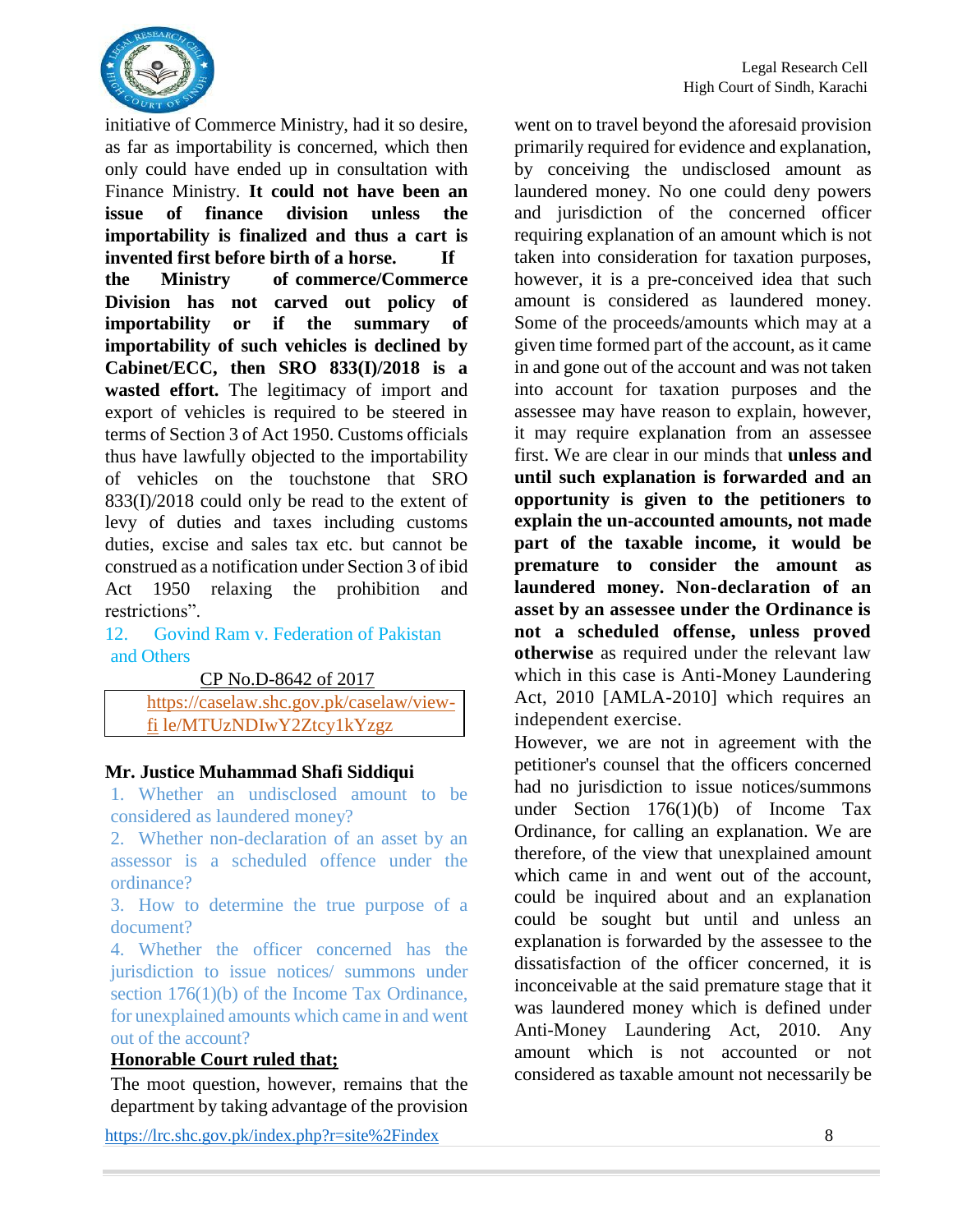initiative of Commerce Ministry, had it so desire, as far as importability is concerned, which then only could have ended up in consultation with Finance Ministry. **It could not have been an issue of finance division unless the importability is finalized and thus a cart is invented first before birth of a horse. If the Ministry of commerce/Commerce Division has not carved out policy of importability or if the summary of importability of such vehicles is declined by Cabinet/ECC, then SRO 833(I)/2018 is a wasted effort.** The legitimacy of import and export of vehicles is required to be steered in terms of Section 3 of Act 1950. Customs officials thus have lawfully objected to the importability of vehicles on the touchstone that SRO 833(I)/2018 could only be read to the extent of levy of duties and taxes including customs duties, excise and sales tax etc. but cannot be construed as a notification under Section 3 of ibid Act 1950 relaxing the prohibition and restrictions".

## 12. Govind Ram v. Federation of Pakistan and Others

CP No.D-8642 of 2017

| https://caselaw.shc.gov.pk/caselaw/view-file/MTUzNDIwY2Ztcy1kYzgz |
|---|

**Mr. Justice Muhammad Shafi Siddiqui**

1. Whether an undisclosed amount to be considered as laundered money?
2. Whether non-declaration of an asset by an assessor is a scheduled offence under the ordinance?
3. How to determine the true purpose of a document?
4. Whether the officer concerned has the jurisdiction to issue notices/ summons under section 176(1)(b) of the Income Tax Ordinance, for unexplained amounts which came in and went out of the account?

**Honorable Court ruled that;**

The moot question, however, remains that the department by taking advantage of the provision went on to travel beyond the aforesaid provision primarily required for evidence and explanation, by conceiving the undisclosed amount as laundered money. No one could deny powers and jurisdiction of the concerned officer requiring explanation of an amount which is not taken into consideration for taxation purposes, however, it is a pre-conceived idea that such amount is considered as laundered money. Some of the proceeds/amounts which may at a given time formed part of the account, as it came in and gone out of the account and was not taken into account for taxation purposes and the assessee may have reason to explain, however, it may require explanation from an assessee first. We are clear in our minds that **unless and until such explanation is forwarded and an opportunity is given to the petitioners to explain the un-accounted amounts, not made part of the taxable income, it would be premature to consider the amount as laundered money. Non-declaration of an asset by an assessee under the Ordinance is not a scheduled offense, unless proved otherwise** as required under the relevant law which in this case is Anti-Money Laundering Act, 2010 [AMLA-2010] which requires an independent exercise.

However, we are not in agreement with the petitioner's counsel that the officers concerned had no jurisdiction to issue notices/summons under Section 176(1)(b) of Income Tax Ordinance, for calling an explanation. We are therefore, of the view that unexplained amount which came in and went out of the account, could be inquired about and an explanation could be sought but until and unless an explanation is forwarded by the assessee to the dissatisfaction of the officer concerned, it is inconceivable at the said premature stage that it was laundered money which is defined under Anti-Money Laundering Act, 2010. Any amount which is not accounted or not considered as taxable amount not necessarily be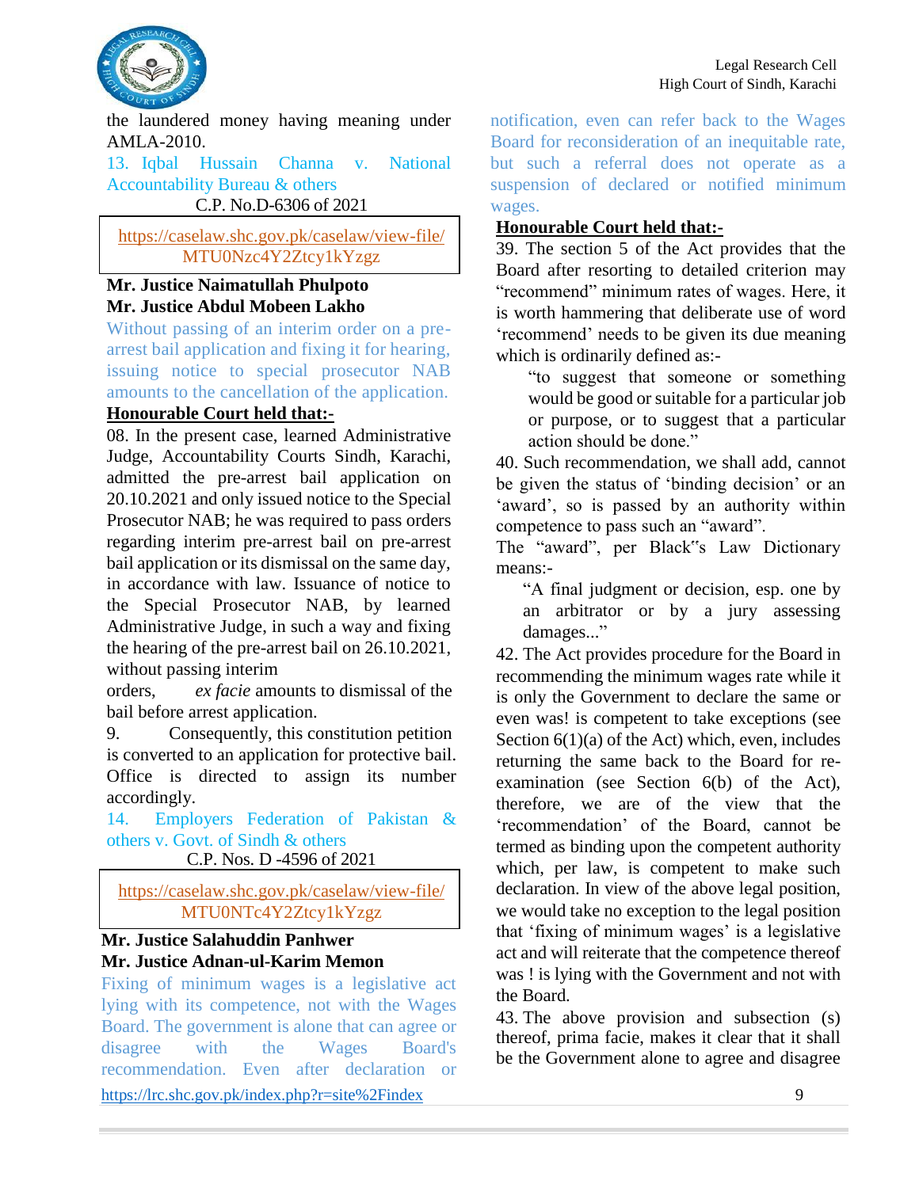the laundered money having meaning under AMLA-2010.

13. Iqbal Hussain Channa v. National Accountability Bureau & others

C.P. No.D-6306 of 2021

https://caselaw.shc.gov.pk/caselaw/view-file/MTU0Nzc4Y2Ztcy1kYzgz

**Mr. Justice Naimatullah Phulpoto**
**Mr. Justice Abdul Mobeen Lakho**

Without passing of an interim order on a pre-arrest bail application and fixing it for hearing, issuing notice to special prosecutor NAB amounts to the cancellation of the application.

**Honourable Court held that:-**

08. In the present case, learned Administrative Judge, Accountability Courts Sindh, Karachi, admitted the pre-arrest bail application on 20.10.2021 and only issued notice to the Special Prosecutor NAB; he was required to pass orders regarding interim pre-arrest bail on pre-arrest bail application or its dismissal on the same day, in accordance with law. Issuance of notice to the Special Prosecutor NAB, by learned Administrative Judge, in such a way and fixing the hearing of the pre-arrest bail on 26.10.2021, without passing interim orders, *ex facie* amounts to dismissal of the bail before arrest application.

9. Consequently, this constitution petition is converted to an application for protective bail. Office is directed to assign its number accordingly.

14. Employers Federation of Pakistan & others v. Govt. of Sindh & others

C.P. Nos. D -4596 of 2021

https://caselaw.shc.gov.pk/caselaw/view-file/MTU0NTc4Y2Ztcy1kYzgz

**Mr. Justice Salahuddin Panhwer**
**Mr. Justice Adnan-ul-Karim Memon**

Fixing of minimum wages is a legislative act lying with its competence, not with the Wages Board. The government is alone that can agree or disagree with the Wages Board's recommendation. Even after declaration or notification, even can refer back to the Wages Board for reconsideration of an inequitable rate, but such a referral does not operate as a suspension of declared or notified minimum wages.

**Honourable Court held that:-**

39. The section 5 of the Act provides that the Board after resorting to detailed criterion may "recommend" minimum rates of wages. Here, it is worth hammering that deliberate use of word 'recommend' needs to be given its due meaning which is ordinarily defined as:-

> "to suggest that someone or something would be good or suitable for a particular job or purpose, or to suggest that a particular action should be done."

40. Such recommendation, we shall add, cannot be given the status of 'binding decision' or an 'award', so is passed by an authority within competence to pass such an "award".

The "award", per Black"s Law Dictionary means:-

> "A final judgment or decision, esp. one by an arbitrator or by a jury assessing damages..."

42. The Act provides procedure for the Board in recommending the minimum wages rate while it is only the Government to declare the same or even was! is competent to take exceptions (see Section 6(1)(a) of the Act) which, even, includes returning the same back to the Board for re-examination (see Section 6(b) of the Act), therefore, we are of the view that the 'recommendation' of the Board, cannot be termed as binding upon the competent authority which, per law, is competent to make such declaration. In view of the above legal position, we would take no exception to the legal position that 'fixing of minimum wages' is a legislative act and will reiterate that the competence thereof was ! is lying with the Government and not with the Board.

43. The above provision and subsection (s) thereof, prima facie, makes it clear that it shall be the Government alone to agree and disagree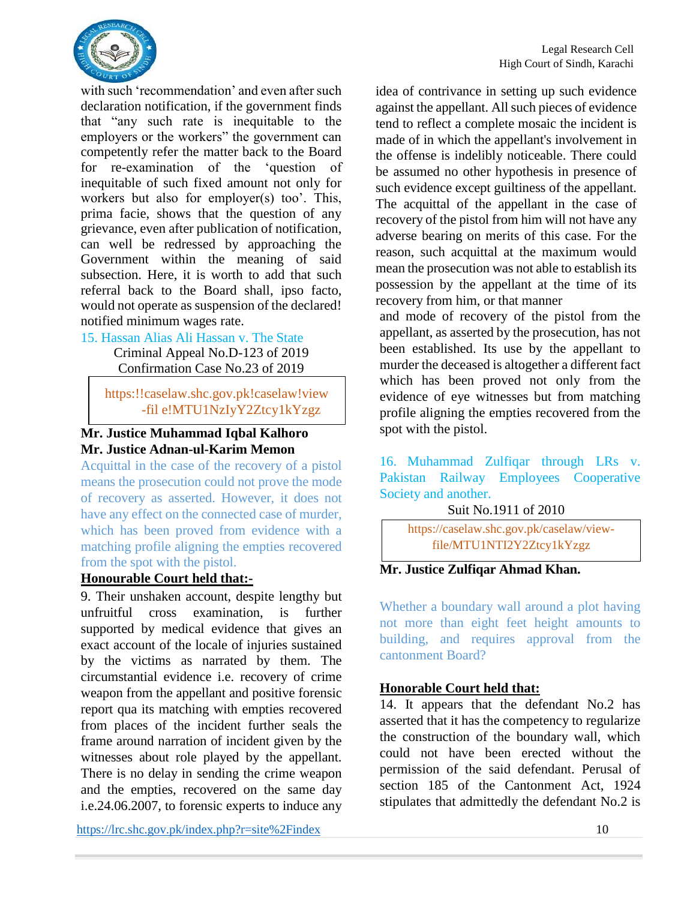with such 'recommendation' and even after such declaration notification, if the government finds that "any such rate is inequitable to the employers or the workers" the government can competently refer the matter back to the Board for re-examination of the 'question of inequitable of such fixed amount not only for workers but also for employer(s) too'. This, prima facie, shows that the question of any grievance, even after publication of notification, can well be redressed by approaching the Government within the meaning of said subsection. Here, it is worth to add that such referral back to the Board shall, ipso facto, would not operate as suspension of the declared! notified minimum wages rate.

## 15. Hassan Alias Ali Hassan v. The State

Criminal Appeal No.D-123 of 2019
Confirmation Case No.23 of 2019

https:!!caselaw.shc.gov.pk!caselaw!view-fil e!MTU1NzIyY2Ztcy1kYzgz

**Mr. Justice Muhammad Iqbal Kalhoro**
**Mr. Justice Adnan-ul-Karim Memon**

Acquittal in the case of the recovery of a pistol means the prosecution could not prove the mode of recovery as asserted. However, it does not have any effect on the connected case of murder, which has been proved from evidence with a matching profile aligning the empties recovered from the spot with the pistol.

**Honourable Court held that:-**

9. Their unshaken account, despite lengthy but unfruitful cross examination, is further supported by medical evidence that gives an exact account of the locale of injuries sustained by the victims as narrated by them. The circumstantial evidence i.e. recovery of crime weapon from the appellant and positive forensic report qua its matching with empties recovered from places of the incident further seals the frame around narration of incident given by the witnesses about role played by the appellant. There is no delay in sending the crime weapon and the empties, recovered on the same day i.e.24.06.2007, to forensic experts to induce any idea of contrivance in setting up such evidence against the appellant. All such pieces of evidence tend to reflect a complete mosaic the incident is made of in which the appellant's involvement in the offense is indelibly noticeable. There could be assumed no other hypothesis in presence of such evidence except guiltiness of the appellant. The acquittal of the appellant in the case of recovery of the pistol from him will not have any adverse bearing on merits of this case. For the reason, such acquittal at the maximum would mean the prosecution was not able to establish its possession by the appellant at the time of its recovery from him, or that manner and mode of recovery of the pistol from the appellant, as asserted by the prosecution, has not been established. Its use by the appellant to murder the deceased is altogether a different fact which has been proved not only from the evidence of eye witnesses but from matching profile aligning the empties recovered from the spot with the pistol.

## 16. Muhammad Zulfiqar through LRs v. Pakistan Railway Employees Cooperative Society and another.

Suit No.1911 of 2010

https://caselaw.shc.gov.pk/caselaw/view-file/MTU1NTI2Y2Ztcy1kYzgz

**Mr. Justice Zulfiqar Ahmad Khan.**

Whether a boundary wall around a plot having not more than eight feet height amounts to building, and requires approval from the cantonment Board?

**Honorable Court held that:**

14. It appears that the defendant No.2 has asserted that it has the competency to regularize the construction of the boundary wall, which could not have been erected without the permission of the said defendant. Perusal of section 185 of the Cantonment Act, 1924 stipulates that admittedly the defendant No.2 is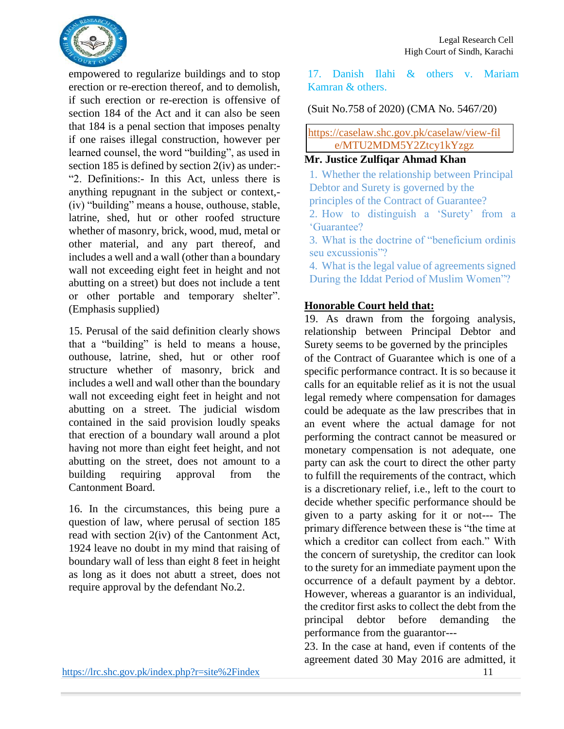empowered to regularize buildings and to stop erection or re-erection thereof, and to demolish, if such erection or re-erection is offensive of section 184 of the Act and it can also be seen that 184 is a penal section that imposes penalty if one raises illegal construction, however per learned counsel, the word "building", as used in section 185 is defined by section 2(iv) as under:- "2. Definitions:- In this Act, unless there is anything repugnant in the subject or context,- (iv) "building" means a house, outhouse, stable, latrine, shed, hut or other roofed structure whether of masonry, brick, wood, mud, metal or other material, and any part thereof, and includes a well and a wall (other than a boundary wall not exceeding eight feet in height and not abutting on a street) but does not include a tent or other portable and temporary shelter". (Emphasis supplied)

15. Perusal of the said definition clearly shows that a "building" is held to means a house, outhouse, latrine, shed, hut or other roof structure whether of masonry, brick and includes a well and wall other than the boundary wall not exceeding eight feet in height and not abutting on a street. The judicial wisdom contained in the said provision loudly speaks that erection of a boundary wall around a plot having not more than eight feet height, and not abutting on the street, does not amount to a building requiring approval from the Cantonment Board.

16. In the circumstances, this being pure a question of law, where perusal of section 185 read with section 2(iv) of the Cantonment Act, 1924 leave no doubt in my mind that raising of boundary wall of less than eight 8 feet in height as long as it does not abutt a street, does not require approval by the defendant No.2.

## 17. Danish Ilahi & others v. Mariam Kamran & others.

(Suit No.758 of 2020) (CMA No. 5467/20)

https://caselaw.shc.gov.pk/caselaw/view-file/MTU2MDM5Y2Ztcy1kYzgz

**Mr. Justice Zulfiqar Ahmad Khan**

1. Whether the relationship between Principal Debtor and Surety is governed by the principles of the Contract of Guarantee?
2. How to distinguish a 'Surety' from a 'Guarantee?
3. What is the doctrine of "beneficium ordinis seu excussionis"?
4. What is the legal value of agreements signed During the Iddat Period of Muslim Women"?

**Honorable Court held that:**

19. As drawn from the forgoing analysis, relationship between Principal Debtor and Surety seems to be governed by the principles of the Contract of Guarantee which is one of a specific performance contract. It is so because it calls for an equitable relief as it is not the usual legal remedy where compensation for damages could be adequate as the law prescribes that in an event where the actual damage for not performing the contract cannot be measured or monetary compensation is not adequate, one party can ask the court to direct the other party to fulfill the requirements of the contract, which is a discretionary relief, i.e., left to the court to decide whether specific performance should be given to a party asking for it or not--- The primary difference between these is "the time at which a creditor can collect from each." With the concern of suretyship, the creditor can look to the surety for an immediate payment upon the occurrence of a default payment by a debtor. However, whereas a guarantor is an individual, the creditor first asks to collect the debt from the principal debtor before demanding the performance from the guarantor---

23. In the case at hand, even if contents of the agreement dated 30 May 2016 are admitted, it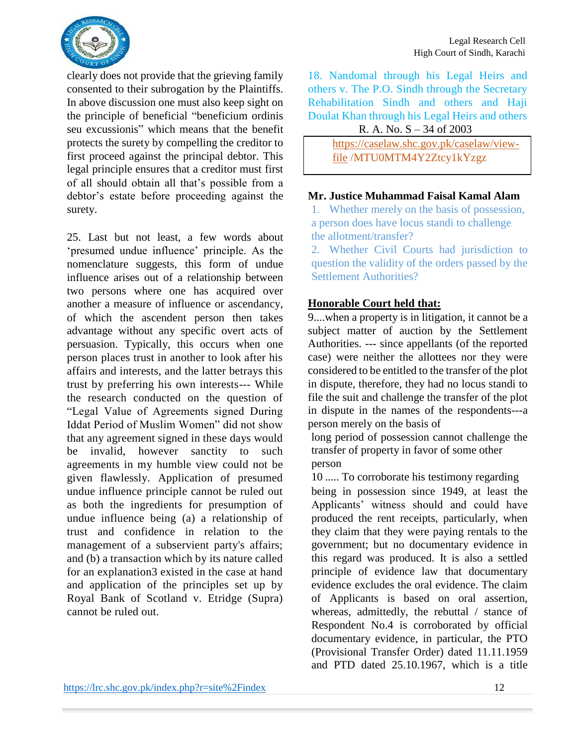clearly does not provide that the grieving family consented to their subrogation by the Plaintiffs. In above discussion one must also keep sight on the principle of beneficial "beneficium ordinis seu excussionis" which means that the benefit protects the surety by compelling the creditor to first proceed against the principal debtor. This legal principle ensures that a creditor must first of all should obtain all that's possible from a debtor's estate before proceeding against the surety.

25. Last but not least, a few words about 'presumed undue influence' principle. As the nomenclature suggests, this form of undue influence arises out of a relationship between two persons where one has acquired over another a measure of influence or ascendancy, of which the ascendent person then takes advantage without any specific overt acts of persuasion. Typically, this occurs when one person places trust in another to look after his affairs and interests, and the latter betrays this trust by preferring his own interests--- While the research conducted on the question of "Legal Value of Agreements signed During Iddat Period of Muslim Women" did not show that any agreement signed in these days would be invalid, however sanctity to such agreements in my humble view could not be given flawlessly. Application of presumed undue influence principle cannot be ruled out as both the ingredients for presumption of undue influence being (a) a relationship of trust and confidence in relation to the management of a subservient party's affairs; and (b) a transaction which by its nature called for an explanation3 existed in the case at hand and application of the principles set up by Royal Bank of Scotland v. Etridge (Supra) cannot be ruled out.

## 18. Nandomal through his Legal Heirs and others v. The P.O. Sindh through the Secretary Rehabilitation Sindh and others and Haji Doulat Khan through his Legal Heirs and others

R. A. No. S – 34 of 2003

https://caselaw.shc.gov.pk/caselaw/view-file /MTU0MTM4Y2Ztcy1kYzgz

**Mr. Justice Muhammad Faisal Kamal Alam**

1. Whether merely on the basis of possession, a person does have locus standi to challenge the allotment/transfer?
2. Whether Civil Courts had jurisdiction to question the validity of the orders passed by the Settlement Authorities?

**Honorable Court held that:**

9....when a property is in litigation, it cannot be a subject matter of auction by the Settlement Authorities. --- since appellants (of the reported case) were neither the allottees nor they were considered to be entitled to the transfer of the plot in dispute, therefore, they had no locus standi to file the suit and challenge the transfer of the plot in dispute in the names of the respondents---a person merely on the basis of long period of possession cannot challenge the transfer of property in favor of some other person

10 ..... To corroborate his testimony regarding being in possession since 1949, at least the Applicants' witness should and could have produced the rent receipts, particularly, when they claim that they were paying rentals to the government; but no documentary evidence in this regard was produced. It is also a settled principle of evidence law that documentary evidence excludes the oral evidence. The claim of Applicants is based on oral assertion, whereas, admittedly, the rebuttal / stance of Respondent No.4 is corroborated by official documentary evidence, in particular, the PTO (Provisional Transfer Order) dated 11.11.1959 and PTD dated 25.10.1967, which is a title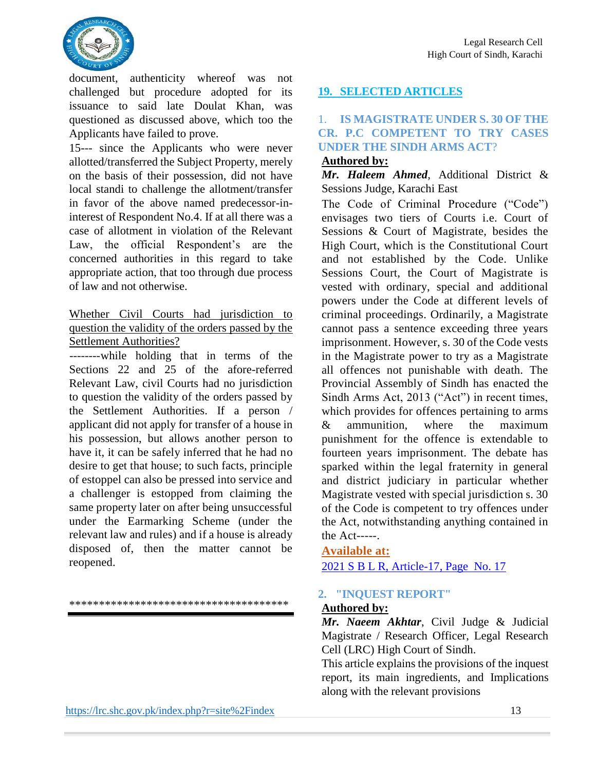document, authenticity whereof was not challenged but procedure adopted for its issuance to said late Doulat Khan, was questioned as discussed above, which too the Applicants have failed to prove.

15--- since the Applicants who were never allotted/transferred the Subject Property, merely on the basis of their possession, did not have local standi to challenge the allotment/transfer in favor of the above named predecessor-in-interest of Respondent No.4. If at all there was a case of allotment in violation of the Relevant Law, the official Respondent's are the concerned authorities in this regard to take appropriate action, that too through due process of law and not otherwise.

Whether Civil Courts had jurisdiction to question the validity of the orders passed by the Settlement Authorities?

--------while holding that in terms of the Sections 22 and 25 of the afore-referred Relevant Law, civil Courts had no jurisdiction to question the validity of the orders passed by the Settlement Authorities. If a person / applicant did not apply for transfer of a house in his possession, but allows another person to have it, it can be safely inferred that he had no desire to get that house; to such facts, principle of estoppel can also be pressed into service and a challenger is estopped from claiming the same property later on after being unsuccessful under the Earmarking Scheme (under the relevant law and rules) and if a house is already disposed of, then the matter cannot be reopened.

*************************************

---

## 19. SELECTED ARTICLES

### 1. IS MAGISTRATE UNDER S. 30 OF THE CR. P.C COMPETENT TO TRY CASES UNDER THE SINDH ARMS ACT?

**Authored by:**

***Mr. Haleem Ahmed***, Additional District & Sessions Judge, Karachi East

The Code of Criminal Procedure ("Code") envisages two tiers of Courts i.e. Court of Sessions & Court of Magistrate, besides the High Court, which is the Constitutional Court and not established by the Code. Unlike Sessions Court, the Court of Magistrate is vested with ordinary, special and additional powers under the Code at different levels of criminal proceedings. Ordinarily, a Magistrate cannot pass a sentence exceeding three years imprisonment. However, s. 30 of the Code vests in the Magistrate power to try as a Magistrate all offences not punishable with death. The Provincial Assembly of Sindh has enacted the Sindh Arms Act, 2013 ("Act") in recent times, which provides for offences pertaining to arms & ammunition, where the maximum punishment for the offence is extendable to fourteen years imprisonment. The debate has sparked within the legal fraternity in general and district judiciary in particular whether Magistrate vested with special jurisdiction s. 30 of the Code is competent to try offences under the Act, notwithstanding anything contained in the Act-----.

**Available at:**

2021 S B L R, Article-17, Page No. 17

### 2. "INQUEST REPORT"

**Authored by:**

***Mr. Naeem Akhtar***, Civil Judge & Judicial Magistrate / Research Officer, Legal Research Cell (LRC) High Court of Sindh.

This article explains the provisions of the inquest report, its main ingredients, and Implications along with the relevant provisions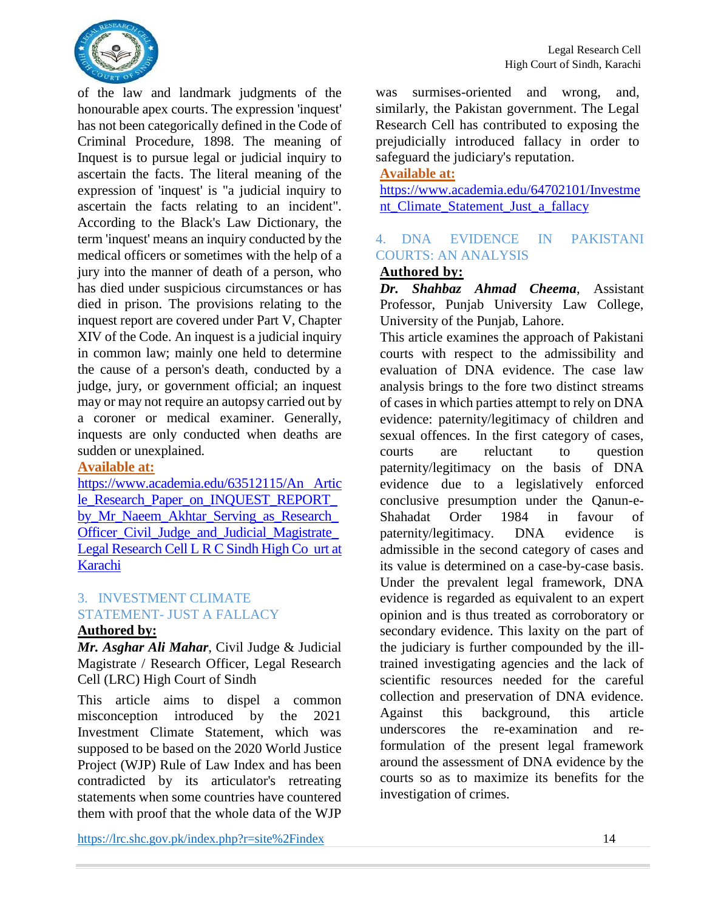of the law and landmark judgments of the honourable apex courts. The expression 'inquest' has not been categorically defined in the Code of Criminal Procedure, 1898. The meaning of Inquest is to pursue legal or judicial inquiry to ascertain the facts. The literal meaning of the expression of 'inquest' is "a judicial inquiry to ascertain the facts relating to an incident". According to the Black's Law Dictionary, the term 'inquest' means an inquiry conducted by the medical officers or sometimes with the help of a jury into the manner of death of a person, who has died under suspicious circumstances or has died in prison. The provisions relating to the inquest report are covered under Part V, Chapter XIV of the Code. An inquest is a judicial inquiry in common law; mainly one held to determine the cause of a person's death, conducted by a judge, jury, or government official; an inquest may or may not require an autopsy carried out by a coroner or medical examiner. Generally, inquests are only conducted when deaths are sudden or unexplained.

**Available at:**

https://www.academia.edu/63512115/An_Article_Research_Paper_on_INQUEST_REPORT_by_Mr_Naeem_Akhtar_Serving_as_Research_Officer_Civil_Judge_and_Judicial_Magistrate_Legal Research Cell L R C Sindh High Co urt at Karachi

## 3. INVESTMENT CLIMATE STATEMENT- JUST A FALLACY

**Authored by:**

***Mr. Asghar Ali Mahar***, Civil Judge & Judicial Magistrate / Research Officer, Legal Research Cell (LRC) High Court of Sindh

This article aims to dispel a common misconception introduced by the 2021 Investment Climate Statement, which was supposed to be based on the 2020 World Justice Project (WJP) Rule of Law Index and has been contradicted by its articulator's retreating statements when some countries have countered them with proof that the whole data of the WJP was surmises-oriented and wrong, and, similarly, the Pakistan government. The Legal Research Cell has contributed to exposing the prejudicially introduced fallacy in order to safeguard the judiciary's reputation.

**Available at:**

https://www.academia.edu/64702101/Investment_Climate_Statement_Just_a_fallacy

## 4. DNA EVIDENCE IN PAKISTANI COURTS: AN ANALYSIS

**Authored by:**

***Dr. Shahbaz Ahmad Cheema***, Assistant Professor, Punjab University Law College, University of the Punjab, Lahore.

This article examines the approach of Pakistani courts with respect to the admissibility and evaluation of DNA evidence. The case law analysis brings to the fore two distinct streams of cases in which parties attempt to rely on DNA evidence: paternity/legitimacy of children and sexual offences. In the first category of cases, courts are reluctant to question paternity/legitimacy on the basis of DNA evidence due to a legislatively enforced conclusive presumption under the Qanun-e-Shahadat Order 1984 in favour of paternity/legitimacy. DNA evidence is admissible in the second category of cases and its value is determined on a case-by-case basis. Under the prevalent legal framework, DNA evidence is regarded as equivalent to an expert opinion and is thus treated as corroboratory or secondary evidence. This laxity on the part of the judiciary is further compounded by the ill-trained investigating agencies and the lack of scientific resources needed for the careful collection and preservation of DNA evidence. Against this background, this article underscores the re-examination and re-formulation of the present legal framework around the assessment of DNA evidence by the courts so as to maximize its benefits for the investigation of crimes.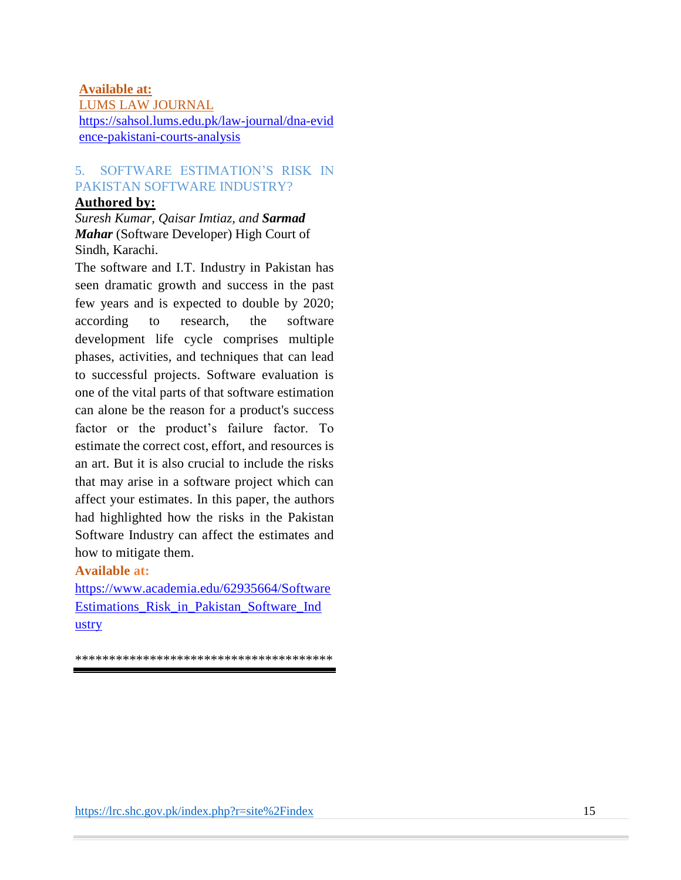**Available at:**
LUMS LAW JOURNAL
https://sahsol.lums.edu.pk/law-journal/dna-evidence-pakistani-courts-analysis

## 5. SOFTWARE ESTIMATION'S RISK IN PAKISTAN SOFTWARE INDUSTRY?

**Authored by:**

*Suresh Kumar, Qaisar Imtiaz, and **Sarmad Mahar*** (Software Developer) High Court of Sindh, Karachi.

The software and I.T. Industry in Pakistan has seen dramatic growth and success in the past few years and is expected to double by 2020; according to research, the software development life cycle comprises multiple phases, activities, and techniques that can lead to successful projects. Software evaluation is one of the vital parts of that software estimation can alone be the reason for a product's success factor or the product's failure factor. To estimate the correct cost, effort, and resources is an art. But it is also crucial to include the risks that may arise in a software project which can affect your estimates. In this paper, the authors had highlighted how the risks in the Pakistan Software Industry can affect the estimates and how to mitigate them.

**Available at:**
https://www.academia.edu/62935664/Software_Estimations_Risk_in_Pakistan_Software_Industry

*************************************